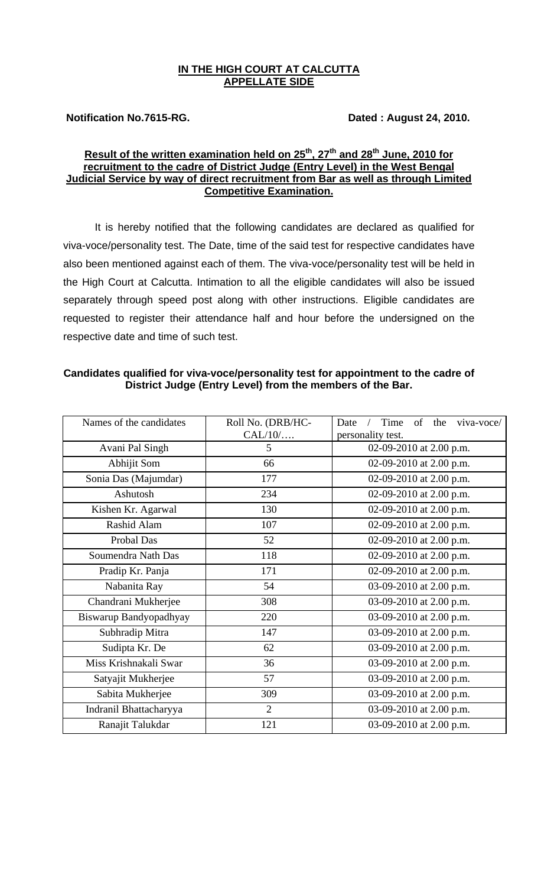**IN THE HIGH COURT AT CALCUTTA**
**APPELLATE SIDE**

**Notification No.7615-RG.** **Dated : August 24, 2010.**

**Result of the written examination held on 25th, 27th and 28th June, 2010 for recruitment to the cadre of District Judge (Entry Level) in the West Bengal Judicial Service by way of direct recruitment from Bar as well as through Limited Competitive Examination.**

It is hereby notified that the following candidates are declared as qualified for viva-voce/personality test. The Date, time of the said test for respective candidates have also been mentioned against each of them. The viva-voce/personality test will be held in the High Court at Calcutta. Intimation to all the eligible candidates will also be issued separately through speed post along with other instructions. Eligible candidates are requested to register their attendance half and hour before the undersigned on the respective date and time of such test.

**Candidates qualified for viva-voce/personality test for appointment to the cadre of District Judge (Entry Level) from the members of the Bar.**

| Names of the candidates | Roll No. (DRB/HC-CAL/10/…. | Date / Time of the viva-voce/ personality test. |
|---|---|---|
| Avani Pal Singh | 5 | 02-09-2010 at 2.00 p.m. |
| Abhijit Som | 66 | 02-09-2010 at 2.00 p.m. |
| Sonia Das (Majumdar) | 177 | 02-09-2010 at 2.00 p.m. |
| Ashutosh | 234 | 02-09-2010 at 2.00 p.m. |
| Kishen Kr. Agarwal | 130 | 02-09-2010 at 2.00 p.m. |
| Rashid Alam | 107 | 02-09-2010 at 2.00 p.m. |
| Probal Das | 52 | 02-09-2010 at 2.00 p.m. |
| Soumendra Nath Das | 118 | 02-09-2010 at 2.00 p.m. |
| Pradip Kr. Panja | 171 | 02-09-2010 at 2.00 p.m. |
| Nabanita Ray | 54 | 03-09-2010 at 2.00 p.m. |
| Chandrani Mukherjee | 308 | 03-09-2010 at 2.00 p.m. |
| Biswarup Bandyopadhyay | 220 | 03-09-2010 at 2.00 p.m. |
| Subhradip Mitra | 147 | 03-09-2010 at 2.00 p.m. |
| Sudipta Kr. De | 62 | 03-09-2010 at 2.00 p.m. |
| Miss Krishnakali Swar | 36 | 03-09-2010 at 2.00 p.m. |
| Satyajit Mukherjee | 57 | 03-09-2010 at 2.00 p.m. |
| Sabita Mukherjee | 309 | 03-09-2010 at 2.00 p.m. |
| Indranil Bhattacharyya | 2 | 03-09-2010 at 2.00 p.m. |
| Ranajit Talukdar | 121 | 03-09-2010 at 2.00 p.m. |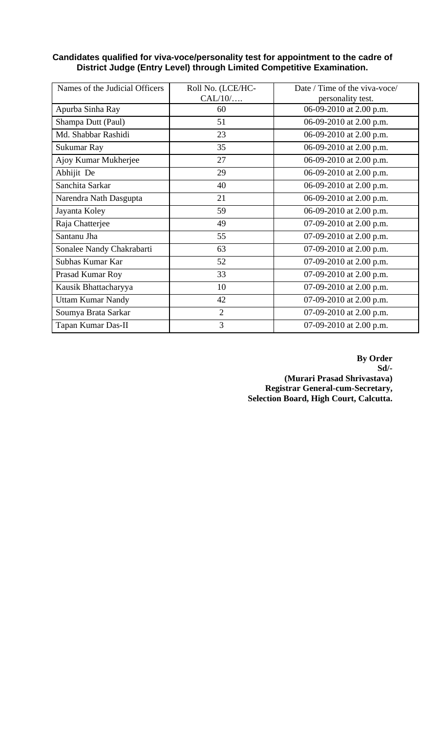**Candidates qualified for viva-voce/personality test for appointment to the cadre of District Judge (Entry Level) through Limited Competitive Examination.**

| Names of the Judicial Officers | Roll No. (LCE/HC-CAL/10/…. | Date / Time of the viva-voce/ personality test. |
|---|---|---|
| Apurba Sinha Ray | 60 | 06-09-2010 at 2.00 p.m. |
| Shampa Dutt (Paul) | 51 | 06-09-2010 at 2.00 p.m. |
| Md. Shabbar Rashidi | 23 | 06-09-2010 at 2.00 p.m. |
| Sukumar Ray | 35 | 06-09-2010 at 2.00 p.m. |
| Ajoy Kumar Mukherjee | 27 | 06-09-2010 at 2.00 p.m. |
| Abhijit De | 29 | 06-09-2010 at 2.00 p.m. |
| Sanchita Sarkar | 40 | 06-09-2010 at 2.00 p.m. |
| Narendra Nath Dasgupta | 21 | 06-09-2010 at 2.00 p.m. |
| Jayanta Koley | 59 | 06-09-2010 at 2.00 p.m. |
| Raja Chatterjee | 49 | 07-09-2010 at 2.00 p.m. |
| Santanu Jha | 55 | 07-09-2010 at 2.00 p.m. |
| Sonalee Nandy Chakrabarti | 63 | 07-09-2010 at 2.00 p.m. |
| Subhas Kumar Kar | 52 | 07-09-2010 at 2.00 p.m. |
| Prasad Kumar Roy | 33 | 07-09-2010 at 2.00 p.m. |
| Kausik Bhattacharyya | 10 | 07-09-2010 at 2.00 p.m. |
| Uttam Kumar Nandy | 42 | 07-09-2010 at 2.00 p.m. |
| Soumya Brata Sarkar | 2 | 07-09-2010 at 2.00 p.m. |
| Tapan Kumar Das-II | 3 | 07-09-2010 at 2.00 p.m. |

**By Order**
**Sd/-**
**(Murari Prasad Shrivastava)**
**Registrar General-cum-Secretary,**
**Selection Board, High Court, Calcutta.**